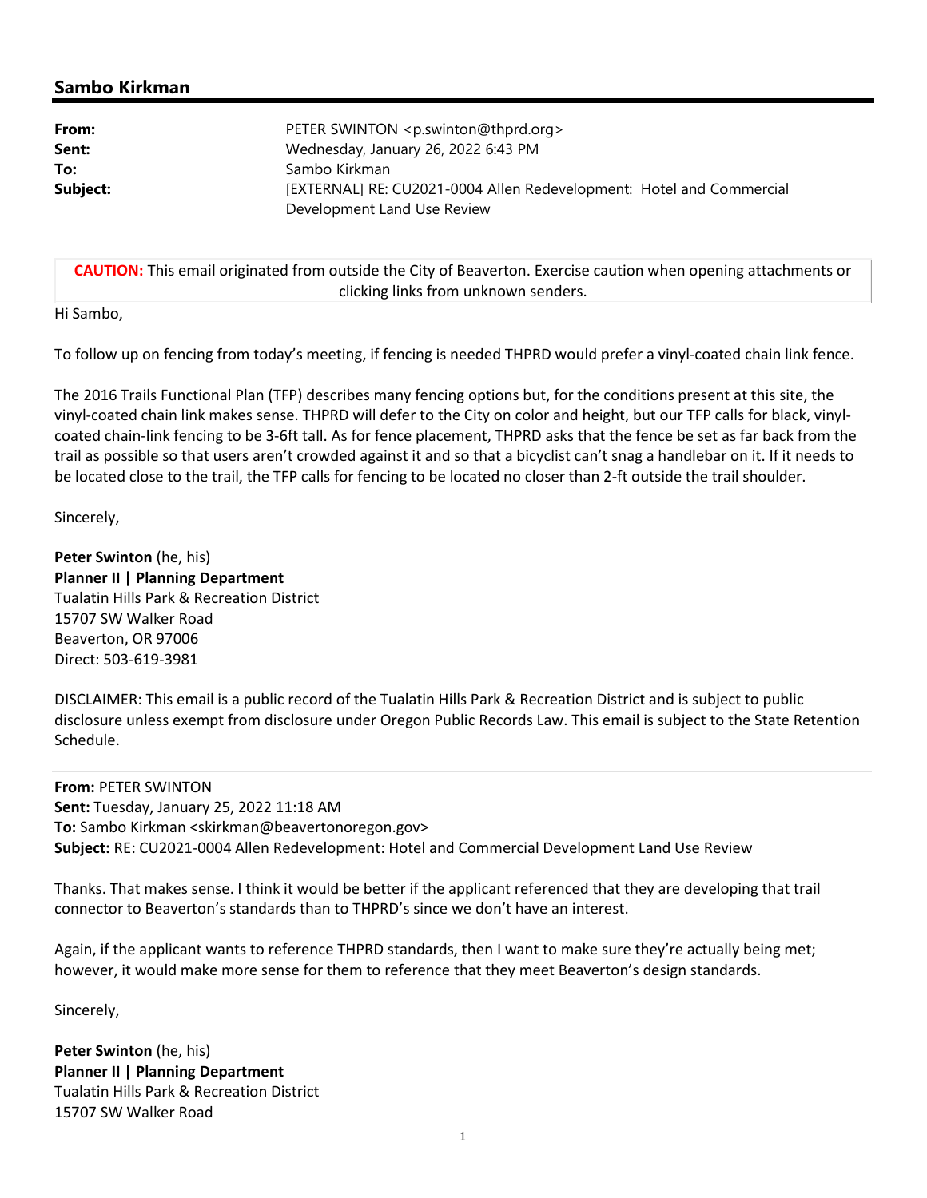## Sambo Kirkman

| | |
|---|---|
| **From:** | PETER SWINTON <p.swinton@thprd.org> |
| **Sent:** | Wednesday, January 26, 2022 6:43 PM |
| **To:** | Sambo Kirkman |
| **Subject:** | [EXTERNAL] RE: CU2021-0004 Allen Redevelopment: Hotel and Commercial Development Land Use Review |

**CAUTION:** This email originated from outside the City of Beaverton. Exercise caution when opening attachments or clicking links from unknown senders.

Hi Sambo,

To follow up on fencing from today's meeting, if fencing is needed THPRD would prefer a vinyl-coated chain link fence.

The 2016 Trails Functional Plan (TFP) describes many fencing options but, for the conditions present at this site, the vinyl-coated chain link makes sense. THPRD will defer to the City on color and height, but our TFP calls for black, vinyl-coated chain-link fencing to be 3-6ft tall. As for fence placement, THPRD asks that the fence be set as far back from the trail as possible so that users aren't crowded against it and so that a bicyclist can't snag a handlebar on it. If it needs to be located close to the trail, the TFP calls for fencing to be located no closer than 2-ft outside the trail shoulder.

Sincerely,

**Peter Swinton** (he, his)
**Planner II | Planning Department**
Tualatin Hills Park & Recreation District
15707 SW Walker Road
Beaverton, OR 97006
Direct: 503-619-3981

DISCLAIMER: This email is a public record of the Tualatin Hills Park & Recreation District and is subject to public disclosure unless exempt from disclosure under Oregon Public Records Law. This email is subject to the State Retention Schedule.

---

**From:** PETER SWINTON
**Sent:** Tuesday, January 25, 2022 11:18 AM
**To:** Sambo Kirkman <skirkman@beavertonoregon.gov>
**Subject:** RE: CU2021-0004 Allen Redevelopment: Hotel and Commercial Development Land Use Review

Thanks. That makes sense. I think it would be better if the applicant referenced that they are developing that trail connector to Beaverton's standards than to THPRD's since we don't have an interest.

Again, if the applicant wants to reference THPRD standards, then I want to make sure they're actually being met; however, it would make more sense for them to reference that they meet Beaverton's design standards.

Sincerely,

**Peter Swinton** (he, his)
**Planner II | Planning Department**
Tualatin Hills Park & Recreation District
15707 SW Walker Road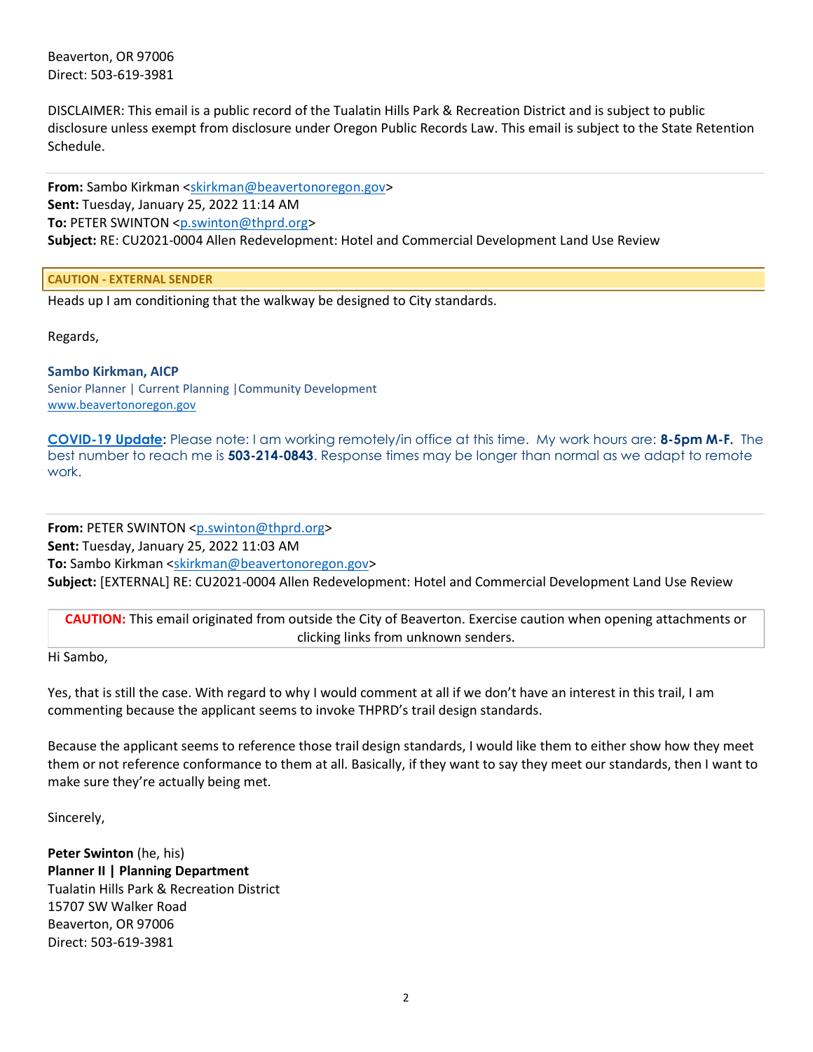Beaverton, OR 97006
Direct: 503-619-3981

DISCLAIMER: This email is a public record of the Tualatin Hills Park & Recreation District and is subject to public disclosure unless exempt from disclosure under Oregon Public Records Law. This email is subject to the State Retention Schedule.

---

**From:** Sambo Kirkman <skirkman@beavertonoregon.gov>
**Sent:** Tuesday, January 25, 2022 11:14 AM
**To:** PETER SWINTON <p.swinton@thprd.org>
**Subject:** RE: CU2021-0004 Allen Redevelopment: Hotel and Commercial Development Land Use Review

**CAUTION - EXTERNAL SENDER**

Heads up I am conditioning that the walkway be designed to City standards.

Regards,

**Sambo Kirkman, AICP**
Senior Planner | Current Planning |Community Development
www.beavertonoregon.gov

**COVID-19 Update**: Please note: I am working remotely/in office at this time. My work hours are: **8-5pm M-F.** The best number to reach me is **503-214-0843**. Response times may be longer than normal as we adapt to remote work.

---

**From:** PETER SWINTON <p.swinton@thprd.org>
**Sent:** Tuesday, January 25, 2022 11:03 AM
**To:** Sambo Kirkman <skirkman@beavertonoregon.gov>
**Subject:** [EXTERNAL] RE: CU2021-0004 Allen Redevelopment: Hotel and Commercial Development Land Use Review

**CAUTION:** This email originated from outside the City of Beaverton. Exercise caution when opening attachments or clicking links from unknown senders.

Hi Sambo,

Yes, that is still the case. With regard to why I would comment at all if we don't have an interest in this trail, I am commenting because the applicant seems to invoke THPRD's trail design standards.

Because the applicant seems to reference those trail design standards, I would like them to either show how they meet them or not reference conformance to them at all. Basically, if they want to say they meet our standards, then I want to make sure they're actually being met.

Sincerely,

**Peter Swinton** (he, his)
**Planner II | Planning Department**
Tualatin Hills Park & Recreation District
15707 SW Walker Road
Beaverton, OR 97006
Direct: 503-619-3981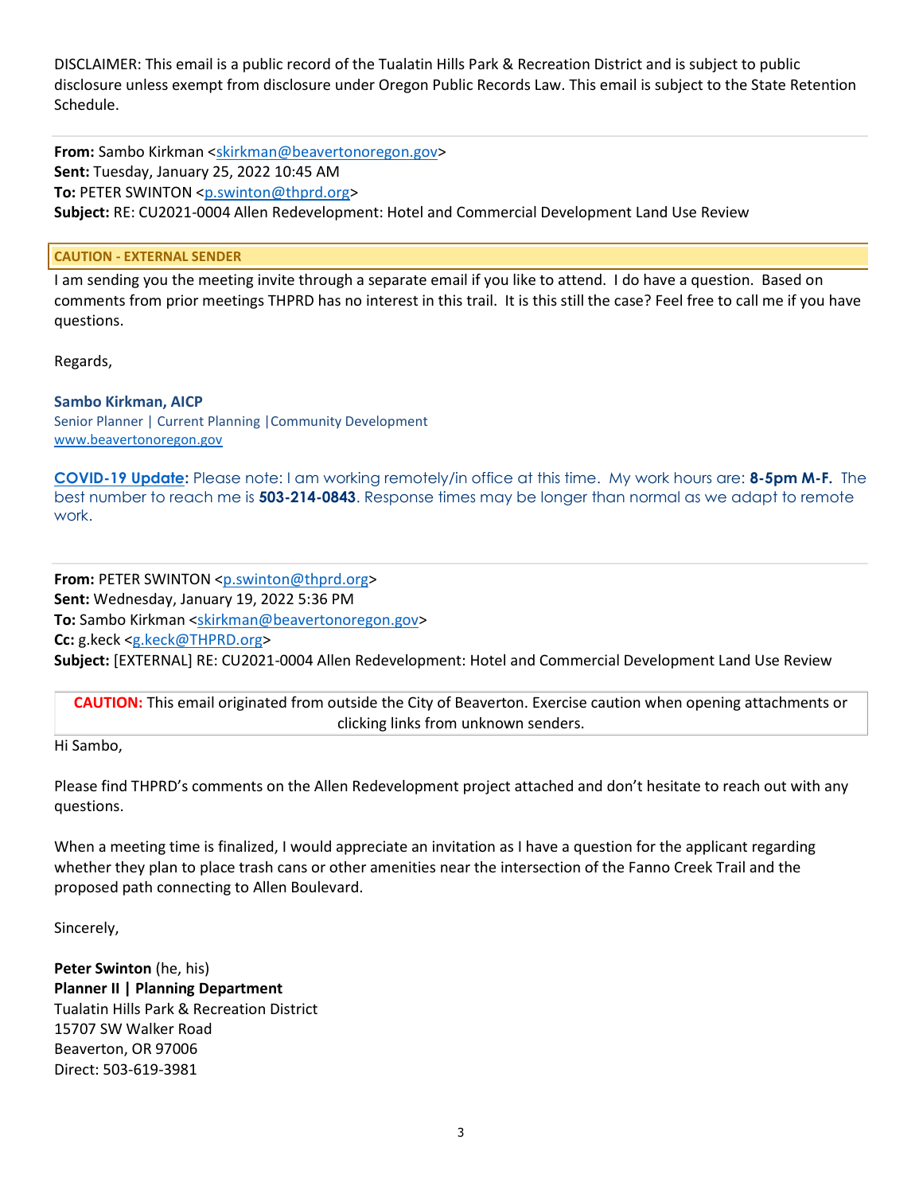DISCLAIMER: This email is a public record of the Tualatin Hills Park & Recreation District and is subject to public disclosure unless exempt from disclosure under Oregon Public Records Law. This email is subject to the State Retention Schedule.

---

**From:** Sambo Kirkman <skirkman@beavertonoregon.gov>
**Sent:** Tuesday, January 25, 2022 10:45 AM
**To:** PETER SWINTON <p.swinton@thprd.org>
**Subject:** RE: CU2021-0004 Allen Redevelopment: Hotel and Commercial Development Land Use Review

**CAUTION - EXTERNAL SENDER**

I am sending you the meeting invite through a separate email if you like to attend. I do have a question. Based on comments from prior meetings THPRD has no interest in this trail. It is this still the case? Feel free to call me if you have questions.

Regards,

**Sambo Kirkman, AICP**
Senior Planner | Current Planning |Community Development
www.beavertonoregon.gov

**COVID-19 Update:** Please note: I am working remotely/in office at this time. My work hours are: **8-5pm M-F.** The best number to reach me is **503-214-0843**. Response times may be longer than normal as we adapt to remote work.

---

**From:** PETER SWINTON <p.swinton@thprd.org>
**Sent:** Wednesday, January 19, 2022 5:36 PM
**To:** Sambo Kirkman <skirkman@beavertonoregon.gov>
**Cc:** g.keck <g.keck@THPRD.org>
**Subject:** [EXTERNAL] RE: CU2021-0004 Allen Redevelopment: Hotel and Commercial Development Land Use Review

**CAUTION:** This email originated from outside the City of Beaverton. Exercise caution when opening attachments or clicking links from unknown senders.

Hi Sambo,

Please find THPRD's comments on the Allen Redevelopment project attached and don't hesitate to reach out with any questions.

When a meeting time is finalized, I would appreciate an invitation as I have a question for the applicant regarding whether they plan to place trash cans or other amenities near the intersection of the Fanno Creek Trail and the proposed path connecting to Allen Boulevard.

Sincerely,

**Peter Swinton** (he, his)
**Planner II | Planning Department**
Tualatin Hills Park & Recreation District
15707 SW Walker Road
Beaverton, OR 97006
Direct: 503-619-3981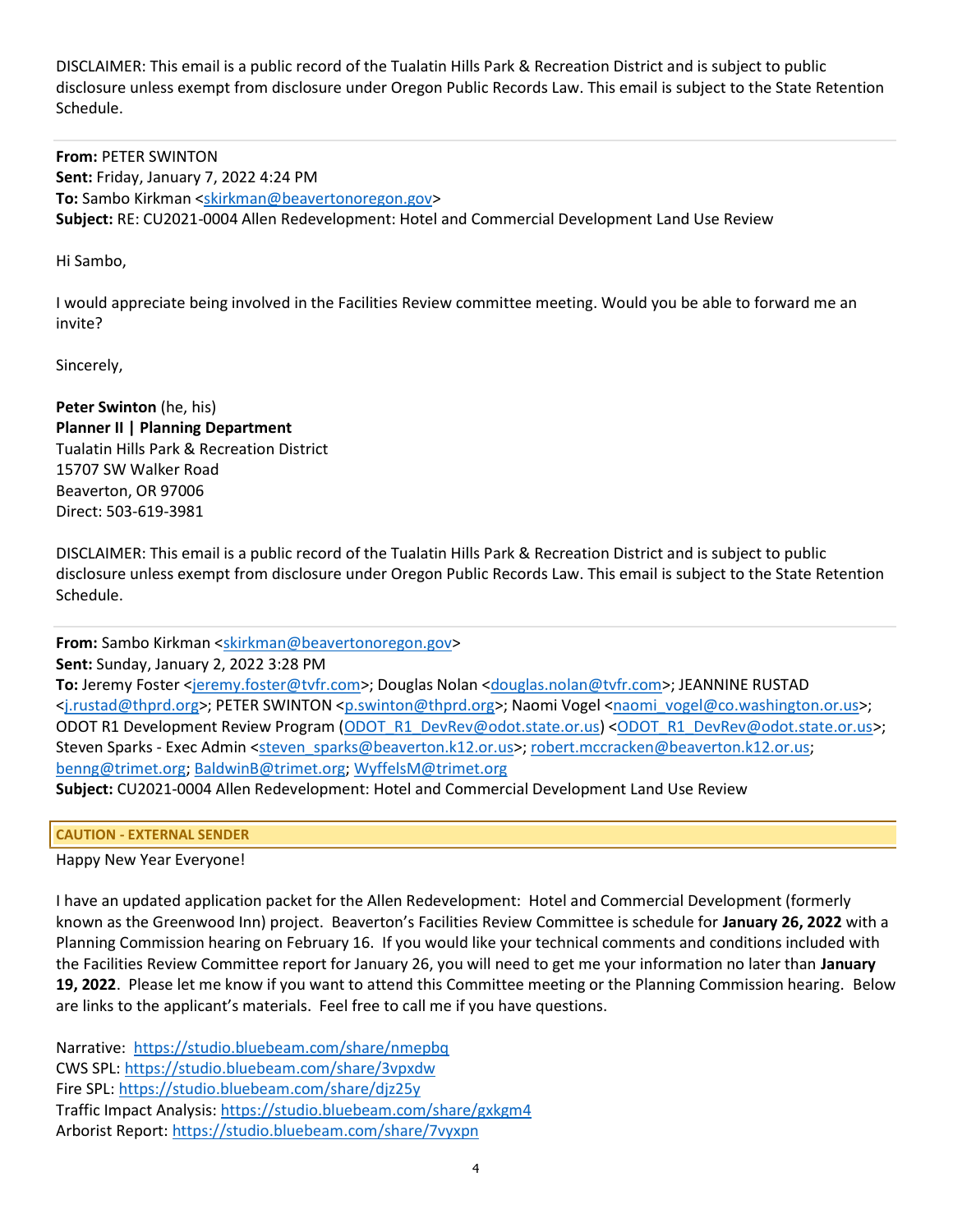DISCLAIMER: This email is a public record of the Tualatin Hills Park & Recreation District and is subject to public disclosure unless exempt from disclosure under Oregon Public Records Law. This email is subject to the State Retention Schedule.

---

**From:** PETER SWINTON
**Sent:** Friday, January 7, 2022 4:24 PM
**To:** Sambo Kirkman <skirkman@beavertonoregon.gov>
**Subject:** RE: CU2021-0004 Allen Redevelopment: Hotel and Commercial Development Land Use Review

Hi Sambo,

I would appreciate being involved in the Facilities Review committee meeting. Would you be able to forward me an invite?

Sincerely,

**Peter Swinton** (he, his)
**Planner II | Planning Department**
Tualatin Hills Park & Recreation District
15707 SW Walker Road
Beaverton, OR 97006
Direct: 503-619-3981

DISCLAIMER: This email is a public record of the Tualatin Hills Park & Recreation District and is subject to public disclosure unless exempt from disclosure under Oregon Public Records Law. This email is subject to the State Retention Schedule.

---

**From:** Sambo Kirkman <skirkman@beavertonoregon.gov>
**Sent:** Sunday, January 2, 2022 3:28 PM
**To:** Jeremy Foster <jeremy.foster@tvfr.com>; Douglas Nolan <douglas.nolan@tvfr.com>; JEANNINE RUSTAD <j.rustad@thprd.org>; PETER SWINTON <p.swinton@thprd.org>; Naomi Vogel <naomi_vogel@co.washington.or.us>; ODOT R1 Development Review Program (ODOT_R1_DevRev@odot.state.or.us) <ODOT_R1_DevRev@odot.state.or.us>; Steven Sparks - Exec Admin <steven_sparks@beaverton.k12.or.us>; robert.mccracken@beaverton.k12.or.us; benng@trimet.org; BaldwinB@trimet.org; WyffelsM@trimet.org
**Subject:** CU2021-0004 Allen Redevelopment: Hotel and Commercial Development Land Use Review

**CAUTION - EXTERNAL SENDER**

Happy New Year Everyone!

I have an updated application packet for the Allen Redevelopment: Hotel and Commercial Development (formerly known as the Greenwood Inn) project. Beaverton's Facilities Review Committee is schedule for **January 26, 2022** with a Planning Commission hearing on February 16. If you would like your technical comments and conditions included with the Facilities Review Committee report for January 26, you will need to get me your information no later than **January 19, 2022**. Please let me know if you want to attend this Committee meeting or the Planning Commission hearing. Below are links to the applicant's materials. Feel free to call me if you have questions.

Narrative: https://studio.bluebeam.com/share/nmepbq
CWS SPL: https://studio.bluebeam.com/share/3vpxdw
Fire SPL: https://studio.bluebeam.com/share/djz25y
Traffic Impact Analysis: https://studio.bluebeam.com/share/gxkgm4
Arborist Report: https://studio.bluebeam.com/share/7vyxpn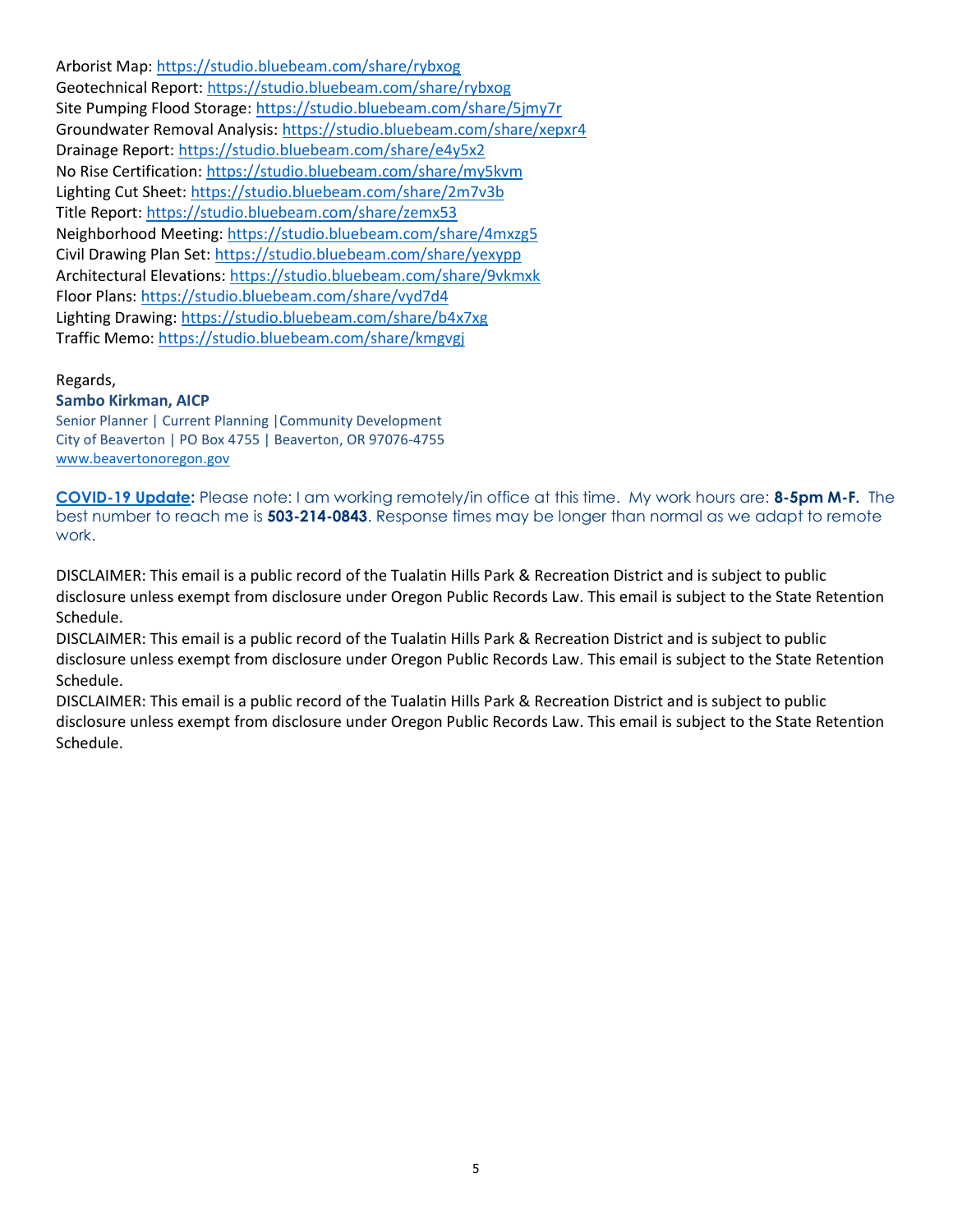Arborist Map: https://studio.bluebeam.com/share/rybxog
Geotechnical Report: https://studio.bluebeam.com/share/rybxog
Site Pumping Flood Storage: https://studio.bluebeam.com/share/5jmy7r
Groundwater Removal Analysis: https://studio.bluebeam.com/share/xepxr4
Drainage Report: https://studio.bluebeam.com/share/e4y5x2
No Rise Certification: https://studio.bluebeam.com/share/my5kvm
Lighting Cut Sheet: https://studio.bluebeam.com/share/2m7v3b
Title Report: https://studio.bluebeam.com/share/zemx53
Neighborhood Meeting: https://studio.bluebeam.com/share/4mxzg5
Civil Drawing Plan Set: https://studio.bluebeam.com/share/yexypp
Architectural Elevations: https://studio.bluebeam.com/share/9vkmxk
Floor Plans: https://studio.bluebeam.com/share/vyd7d4
Lighting Drawing: https://studio.bluebeam.com/share/b4x7xg
Traffic Memo: https://studio.bluebeam.com/share/kmgvgj

Regards,

**Sambo Kirkman, AICP**
Senior Planner | Current Planning |Community Development
City of Beaverton | PO Box 4755 | Beaverton, OR 97076-4755
www.beavertonoregon.gov

**COVID-19 Update:** Please note: I am working remotely/in office at this time. My work hours are: **8-5pm M-F.** The best number to reach me is **503-214-0843**. Response times may be longer than normal as we adapt to remote work.

DISCLAIMER: This email is a public record of the Tualatin Hills Park & Recreation District and is subject to public disclosure unless exempt from disclosure under Oregon Public Records Law. This email is subject to the State Retention Schedule.
DISCLAIMER: This email is a public record of the Tualatin Hills Park & Recreation District and is subject to public disclosure unless exempt from disclosure under Oregon Public Records Law. This email is subject to the State Retention Schedule.
DISCLAIMER: This email is a public record of the Tualatin Hills Park & Recreation District and is subject to public disclosure unless exempt from disclosure under Oregon Public Records Law. This email is subject to the State Retention Schedule.